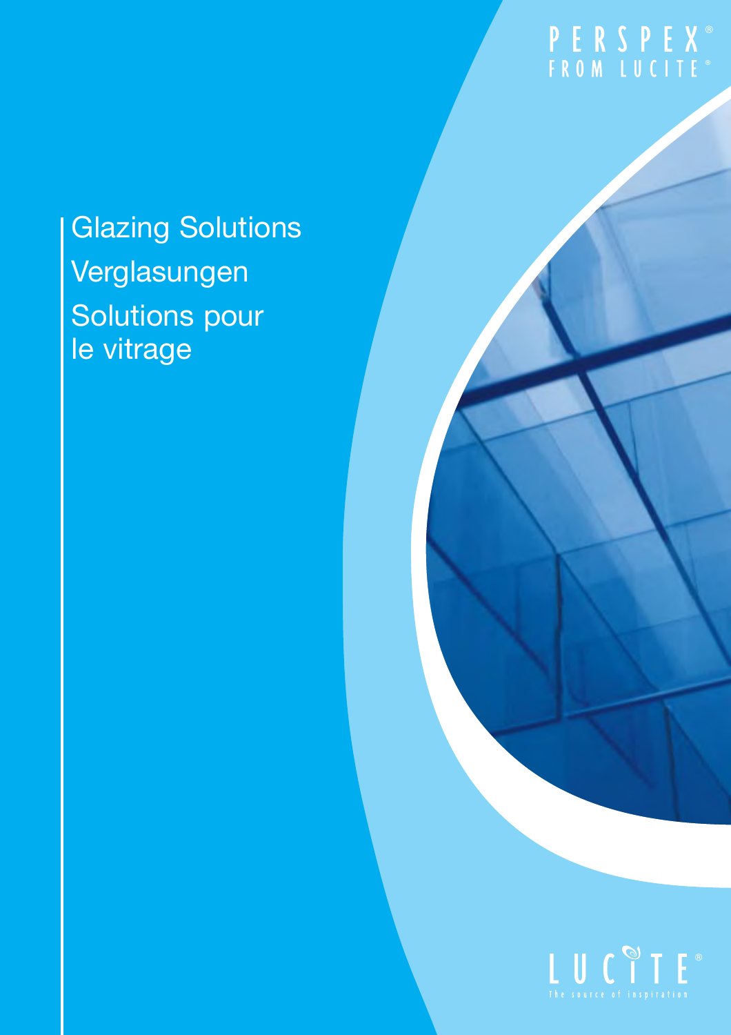PERSPEX®
FROM LUCITE®

# Glazing Solutions

# Verglasungen

# Solutions pour le vitrage

LUCITE®
The source of inspiration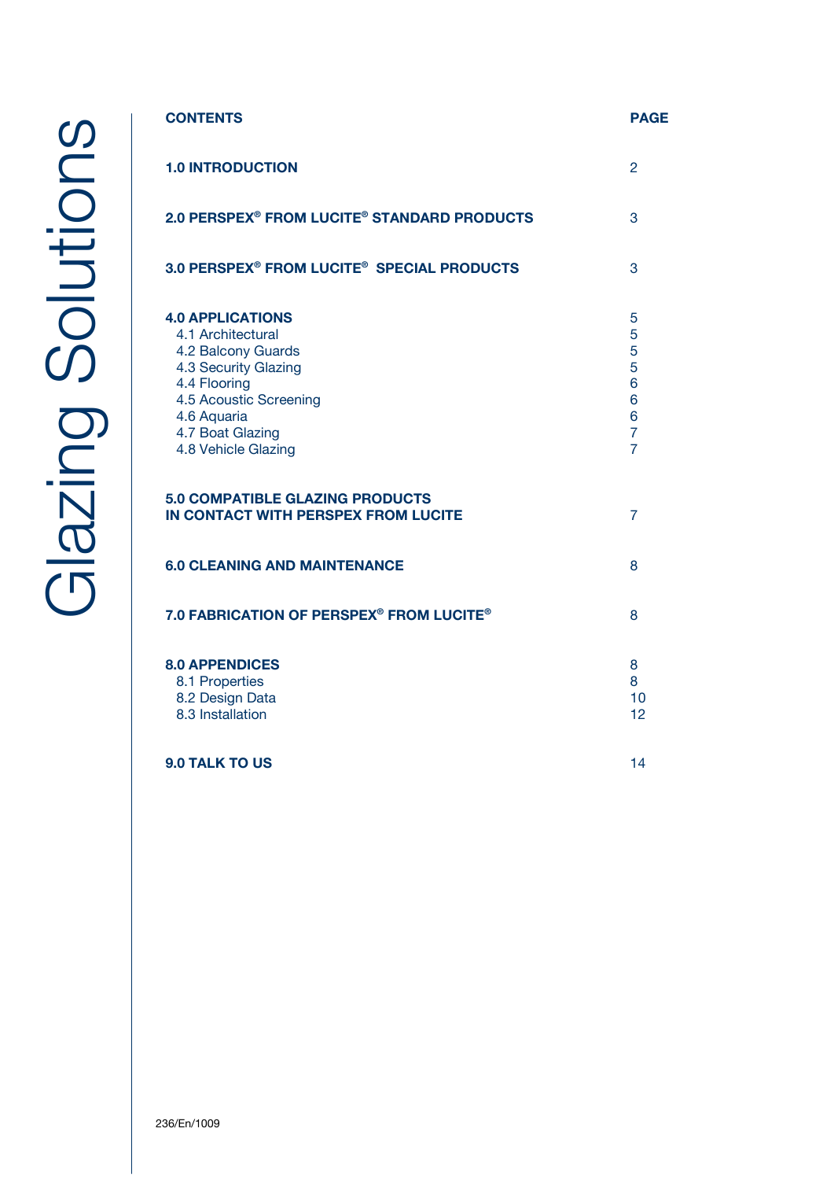# Glazing Solutions

| CONTENTS | PAGE |
|---|---|
| **1.0 INTRODUCTION** | 2 |
| **2.0 PERSPEX® FROM LUCITE® STANDARD PRODUCTS** | 3 |
| **3.0 PERSPEX® FROM LUCITE® SPECIAL PRODUCTS** | 3 |
| **4.0 APPLICATIONS** | 5 |
| 4.1 Architectural | 5 |
| 4.2 Balcony Guards | 5 |
| 4.3 Security Glazing | 5 |
| 4.4 Flooring | 6 |
| 4.5 Acoustic Screening | 6 |
| 4.6 Aquaria | 6 |
| 4.7 Boat Glazing | 7 |
| 4.8 Vehicle Glazing | 7 |
| **5.0 COMPATIBLE GLAZING PRODUCTS IN CONTACT WITH PERSPEX FROM LUCITE** | 7 |
| **6.0 CLEANING AND MAINTENANCE** | 8 |
| **7.0 FABRICATION OF PERSPEX® FROM LUCITE®** | 8 |
| **8.0 APPENDICES** | 8 |
| 8.1 Properties | 8 |
| 8.2 Design Data | 10 |
| 8.3 Installation | 12 |
| **9.0 TALK TO US** | 14 |

236/En/1009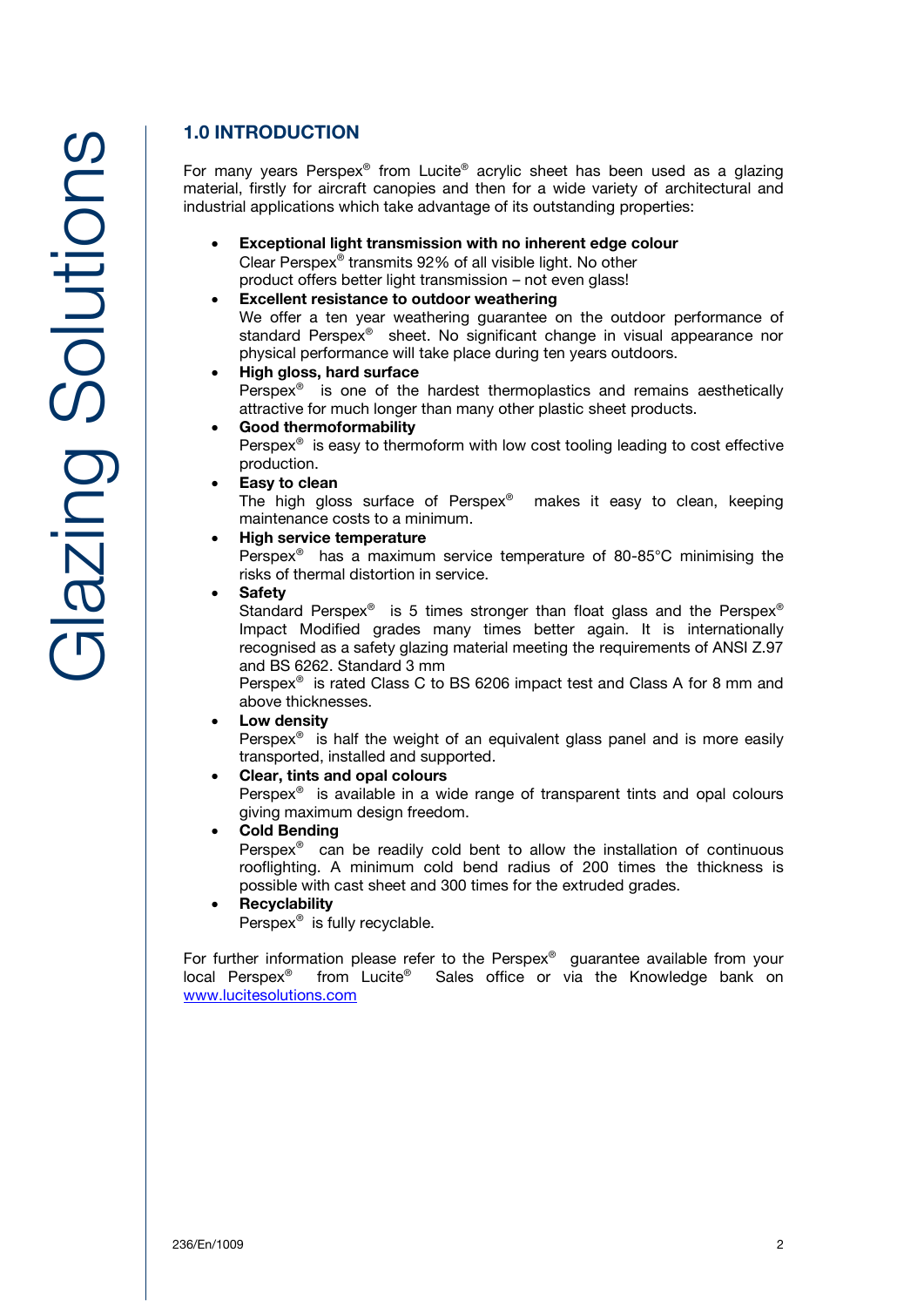## 1.0 INTRODUCTION

For many years Perspex® from Lucite® acrylic sheet has been used as a glazing material, firstly for aircraft canopies and then for a wide variety of architectural and industrial applications which take advantage of its outstanding properties:

- **Exceptional light transmission with no inherent edge colour**
  Clear Perspex® transmits 92% of all visible light. No other product offers better light transmission – not even glass!
- **Excellent resistance to outdoor weathering**
  We offer a ten year weathering guarantee on the outdoor performance of standard Perspex® sheet. No significant change in visual appearance nor physical performance will take place during ten years outdoors.
- **High gloss, hard surface**
  Perspex® is one of the hardest thermoplastics and remains aesthetically attractive for much longer than many other plastic sheet products.
- **Good thermoformability**
  Perspex® is easy to thermoform with low cost tooling leading to cost effective production.
- **Easy to clean**
  The high gloss surface of Perspex® makes it easy to clean, keeping maintenance costs to a minimum.
- **High service temperature**
  Perspex® has a maximum service temperature of 80-85°C minimising the risks of thermal distortion in service.
- **Safety**
  Standard Perspex® is 5 times stronger than float glass and the Perspex® Impact Modified grades many times better again. It is internationally recognised as a safety glazing material meeting the requirements of ANSI Z.97 and BS 6262. Standard 3 mm Perspex® is rated Class C to BS 6206 impact test and Class A for 8 mm and above thicknesses.
- **Low density**
  Perspex® is half the weight of an equivalent glass panel and is more easily transported, installed and supported.
- **Clear, tints and opal colours**
  Perspex® is available in a wide range of transparent tints and opal colours giving maximum design freedom.
- **Cold Bending**
  Perspex® can be readily cold bent to allow the installation of continuous rooflighting. A minimum cold bend radius of 200 times the thickness is possible with cast sheet and 300 times for the extruded grades.
- **Recyclability**
  Perspex® is fully recyclable.

For further information please refer to the Perspex® guarantee available from your local Perspex® from Lucite® Sales office or via the Knowledge bank on www.lucitesolutions.com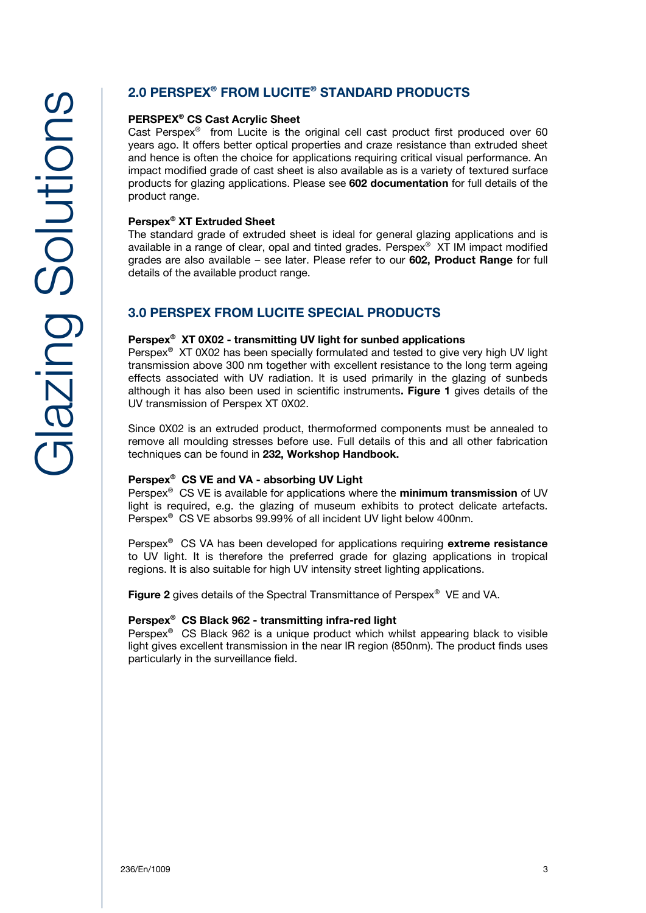## 2.0 PERSPEX® FROM LUCITE® STANDARD PRODUCTS

**PERSPEX® CS Cast Acrylic Sheet**
Cast Perspex® from Lucite is the original cell cast product first produced over 60 years ago. It offers better optical properties and craze resistance than extruded sheet and hence is often the choice for applications requiring critical visual performance. An impact modified grade of cast sheet is also available as is a variety of textured surface products for glazing applications. Please see **602 documentation** for full details of the product range.

**Perspex® XT Extruded Sheet**
The standard grade of extruded sheet is ideal for general glazing applications and is available in a range of clear, opal and tinted grades. Perspex® XT IM impact modified grades are also available – see later. Please refer to our **602, Product Range** for full details of the available product range.

## 3.0 PERSPEX FROM LUCITE SPECIAL PRODUCTS

**Perspex® XT 0X02 - transmitting UV light for sunbed applications**
Perspex® XT 0X02 has been specially formulated and tested to give very high UV light transmission above 300 nm together with excellent resistance to the long term ageing effects associated with UV radiation. It is used primarily in the glazing of sunbeds although it has also been used in scientific instruments**. Figure 1** gives details of the UV transmission of Perspex XT 0X02.

Since 0X02 is an extruded product, thermoformed components must be annealed to remove all moulding stresses before use. Full details of this and all other fabrication techniques can be found in **232, Workshop Handbook.**

**Perspex® CS VE and VA - absorbing UV Light**
Perspex® CS VE is available for applications where the **minimum transmission** of UV light is required, e.g. the glazing of museum exhibits to protect delicate artefacts. Perspex® CS VE absorbs 99.99% of all incident UV light below 400nm.

Perspex® CS VA has been developed for applications requiring **extreme resistance** to UV light. It is therefore the preferred grade for glazing applications in tropical regions. It is also suitable for high UV intensity street lighting applications.

**Figure 2** gives details of the Spectral Transmittance of Perspex® VE and VA.

**Perspex® CS Black 962 - transmitting infra-red light**
Perspex® CS Black 962 is a unique product which whilst appearing black to visible light gives excellent transmission in the near IR region (850nm). The product finds uses particularly in the surveillance field.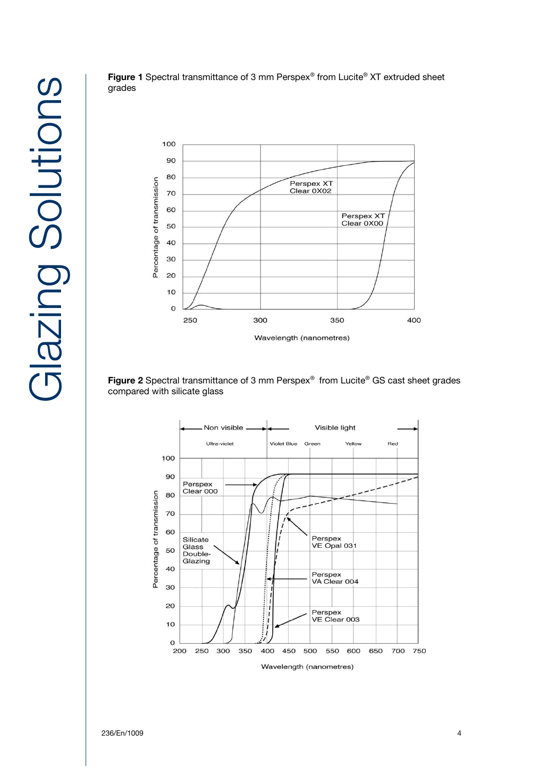**Figure 1** Spectral transmittance of 3 mm Perspex® from Lucite® XT extruded sheet grades

**Figure 2** Spectral transmittance of 3 mm Perspex® from Lucite® GS cast sheet grades compared with silicate glass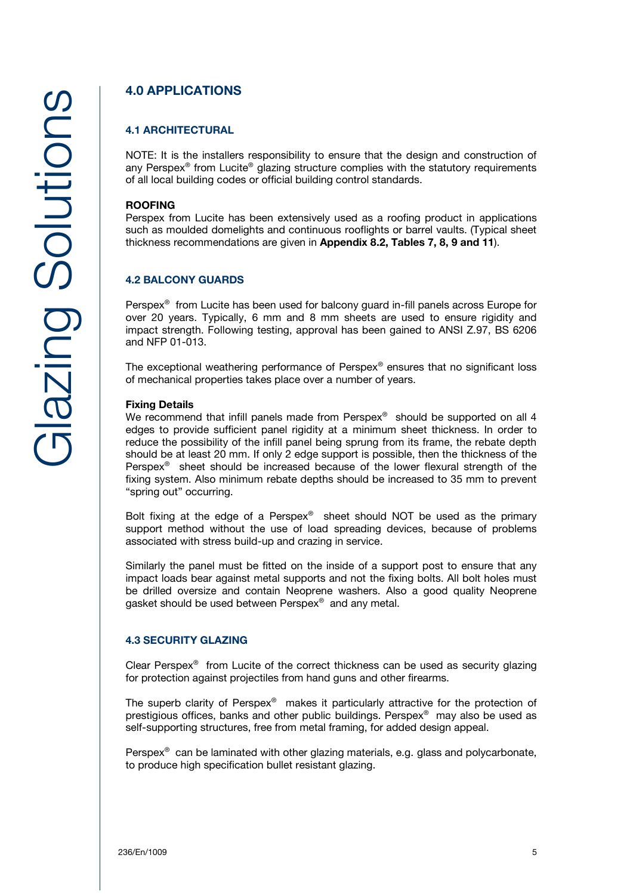## 4.0 APPLICATIONS

### 4.1 ARCHITECTURAL

NOTE: It is the installers responsibility to ensure that the design and construction of any Perspex® from Lucite® glazing structure complies with the statutory requirements of all local building codes or official building control standards.

**ROOFING**
Perspex from Lucite has been extensively used as a roofing product in applications such as moulded domelights and continuous rooflights or barrel vaults. (Typical sheet thickness recommendations are given in **Appendix 8.2, Tables 7, 8, 9 and 11**).

### 4.2 BALCONY GUARDS

Perspex® from Lucite has been used for balcony guard in-fill panels across Europe for over 20 years. Typically, 6 mm and 8 mm sheets are used to ensure rigidity and impact strength. Following testing, approval has been gained to ANSI Z.97, BS 6206 and NFP 01-013.

The exceptional weathering performance of Perspex® ensures that no significant loss of mechanical properties takes place over a number of years.

**Fixing Details**
We recommend that infill panels made from Perspex® should be supported on all 4 edges to provide sufficient panel rigidity at a minimum sheet thickness. In order to reduce the possibility of the infill panel being sprung from its frame, the rebate depth should be at least 20 mm. If only 2 edge support is possible, then the thickness of the Perspex® sheet should be increased because of the lower flexural strength of the fixing system. Also minimum rebate depths should be increased to 35 mm to prevent "spring out" occurring.

Bolt fixing at the edge of a Perspex® sheet should NOT be used as the primary support method without the use of load spreading devices, because of problems associated with stress build-up and crazing in service.

Similarly the panel must be fitted on the inside of a support post to ensure that any impact loads bear against metal supports and not the fixing bolts. All bolt holes must be drilled oversize and contain Neoprene washers. Also a good quality Neoprene gasket should be used between Perspex® and any metal.

### 4.3 SECURITY GLAZING

Clear Perspex® from Lucite of the correct thickness can be used as security glazing for protection against projectiles from hand guns and other firearms.

The superb clarity of Perspex® makes it particularly attractive for the protection of prestigious offices, banks and other public buildings. Perspex® may also be used as self-supporting structures, free from metal framing, for added design appeal.

Perspex® can be laminated with other glazing materials, e.g. glass and polycarbonate, to produce high specification bullet resistant glazing.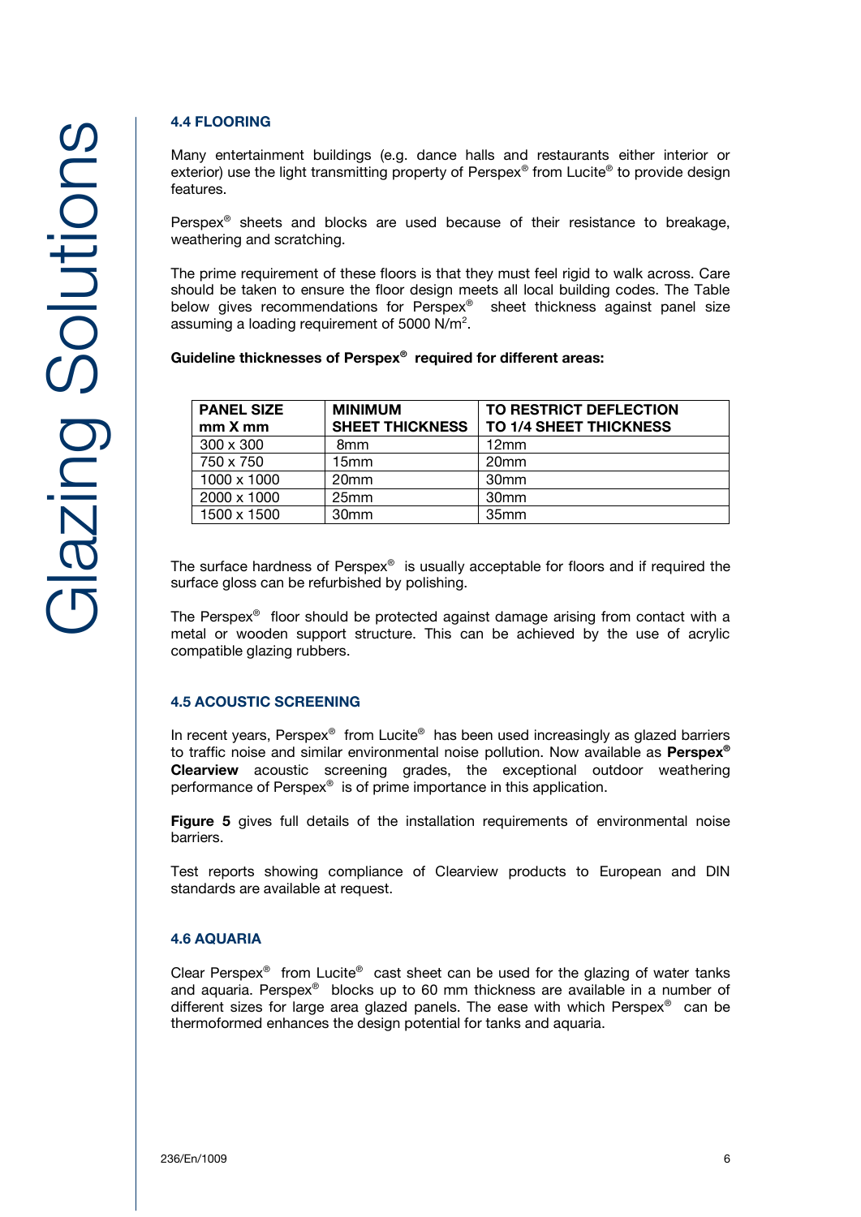### 4.4 FLOORING

Many entertainment buildings (e.g. dance halls and restaurants either interior or exterior) use the light transmitting property of Perspex® from Lucite® to provide design features.

Perspex® sheets and blocks are used because of their resistance to breakage, weathering and scratching.

The prime requirement of these floors is that they must feel rigid to walk across. Care should be taken to ensure the floor design meets all local building codes. The Table below gives recommendations for Perspex® sheet thickness against panel size assuming a loading requirement of 5000 N/m$^2$.

**Guideline thicknesses of Perspex® required for different areas:**

| PANEL SIZE mm X mm | MINIMUM SHEET THICKNESS | TO RESTRICT DEFLECTION TO 1/4 SHEET THICKNESS |
|---|---|---|
| 300 x 300 | 8mm | 12mm |
| 750 x 750 | 15mm | 20mm |
| 1000 x 1000 | 20mm | 30mm |
| 2000 x 1000 | 25mm | 30mm |
| 1500 x 1500 | 30mm | 35mm |

The surface hardness of Perspex® is usually acceptable for floors and if required the surface gloss can be refurbished by polishing.

The Perspex® floor should be protected against damage arising from contact with a metal or wooden support structure. This can be achieved by the use of acrylic compatible glazing rubbers.

### 4.5 ACOUSTIC SCREENING

In recent years, Perspex® from Lucite® has been used increasingly as glazed barriers to traffic noise and similar environmental noise pollution. Now available as **Perspex® Clearview** acoustic screening grades, the exceptional outdoor weathering performance of Perspex® is of prime importance in this application.

**Figure 5** gives full details of the installation requirements of environmental noise barriers.

Test reports showing compliance of Clearview products to European and DIN standards are available at request.

### 4.6 AQUARIA

Clear Perspex® from Lucite® cast sheet can be used for the glazing of water tanks and aquaria. Perspex® blocks up to 60 mm thickness are available in a number of different sizes for large area glazed panels. The ease with which Perspex® can be thermoformed enhances the design potential for tanks and aquaria.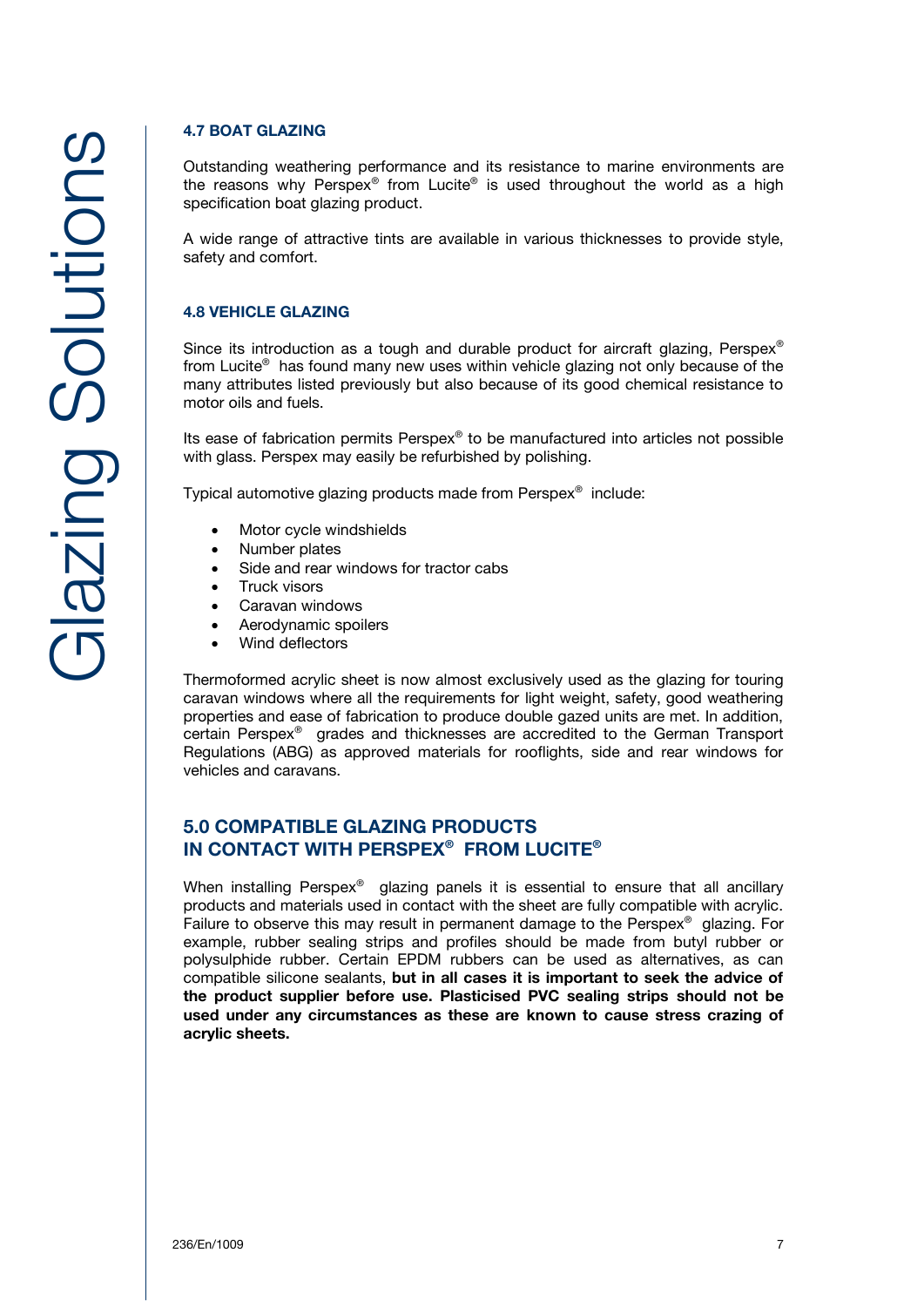### 4.7 BOAT GLAZING

Outstanding weathering performance and its resistance to marine environments are the reasons why Perspex® from Lucite® is used throughout the world as a high specification boat glazing product.

A wide range of attractive tints are available in various thicknesses to provide style, safety and comfort.

### 4.8 VEHICLE GLAZING

Since its introduction as a tough and durable product for aircraft glazing, Perspex® from Lucite® has found many new uses within vehicle glazing not only because of the many attributes listed previously but also because of its good chemical resistance to motor oils and fuels.

Its ease of fabrication permits Perspex® to be manufactured into articles not possible with glass. Perspex may easily be refurbished by polishing.

Typical automotive glazing products made from Perspex® include:

- Motor cycle windshields
- Number plates
- Side and rear windows for tractor cabs
- Truck visors
- Caravan windows
- Aerodynamic spoilers
- Wind deflectors

Thermoformed acrylic sheet is now almost exclusively used as the glazing for touring caravan windows where all the requirements for light weight, safety, good weathering properties and ease of fabrication to produce double gazed units are met. In addition, certain Perspex® grades and thicknesses are accredited to the German Transport Regulations (ABG) as approved materials for rooflights, side and rear windows for vehicles and caravans.

## 5.0 COMPATIBLE GLAZING PRODUCTS IN CONTACT WITH PERSPEX® FROM LUCITE®

When installing Perspex® glazing panels it is essential to ensure that all ancillary products and materials used in contact with the sheet are fully compatible with acrylic. Failure to observe this may result in permanent damage to the Perspex® glazing. For example, rubber sealing strips and profiles should be made from butyl rubber or polysulphide rubber. Certain EPDM rubbers can be used as alternatives, as can compatible silicone sealants, **but in all cases it is important to seek the advice of the product supplier before use. Plasticised PVC sealing strips should not be used under any circumstances as these are known to cause stress crazing of acrylic sheets.**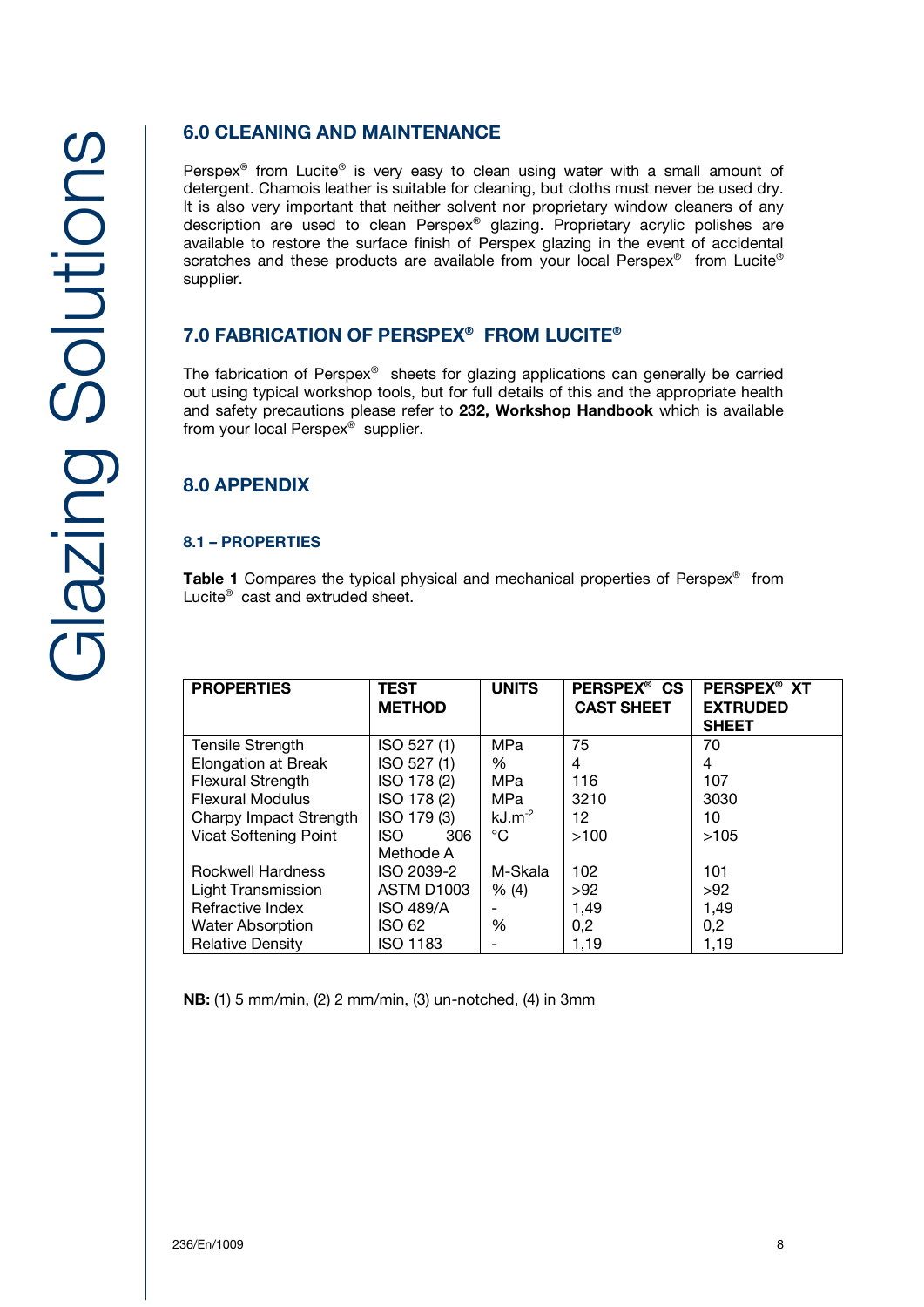## 6.0 CLEANING AND MAINTENANCE

Perspex® from Lucite® is very easy to clean using water with a small amount of detergent. Chamois leather is suitable for cleaning, but cloths must never be used dry. It is also very important that neither solvent nor proprietary window cleaners of any description are used to clean Perspex® glazing. Proprietary acrylic polishes are available to restore the surface finish of Perspex glazing in the event of accidental scratches and these products are available from your local Perspex® from Lucite® supplier.

## 7.0 FABRICATION OF PERSPEX® FROM LUCITE®

The fabrication of Perspex® sheets for glazing applications can generally be carried out using typical workshop tools, but for full details of this and the appropriate health and safety precautions please refer to **232, Workshop Handbook** which is available from your local Perspex® supplier.

## 8.0 APPENDIX

### 8.1 – PROPERTIES

**Table 1** Compares the typical physical and mechanical properties of Perspex® from Lucite® cast and extruded sheet.

| PROPERTIES | TEST METHOD | UNITS | PERSPEX® CS CAST SHEET | PERSPEX® XT EXTRUDED SHEET |
|---|---|---|---|---|
| Tensile Strength | ISO 527 (1) | MPa | 75 | 70 |
| Elongation at Break | ISO 527 (1) | % | 4 | 4 |
| Flexural Strength | ISO 178 (2) | MPa | 116 | 107 |
| Flexural Modulus | ISO 178 (2) | MPa | 3210 | 3030 |
| Charpy Impact Strength | ISO 179 (3) | $kJ.m^{-2}$ | 12 | 10 |
| Vicat Softening Point | ISO 306 Methode A | °C | >100 | >105 |
| Rockwell Hardness | ISO 2039-2 | M-Skala | 102 | 101 |
| Light Transmission | ASTM D1003 | % (4) | >92 | >92 |
| Refractive Index | ISO 489/A | - | 1,49 | 1,49 |
| Water Absorption | ISO 62 | % | 0,2 | 0,2 |
| Relative Density | ISO 1183 | - | 1,19 | 1,19 |

**NB:** (1) 5 mm/min, (2) 2 mm/min, (3) un-notched, (4) in 3mm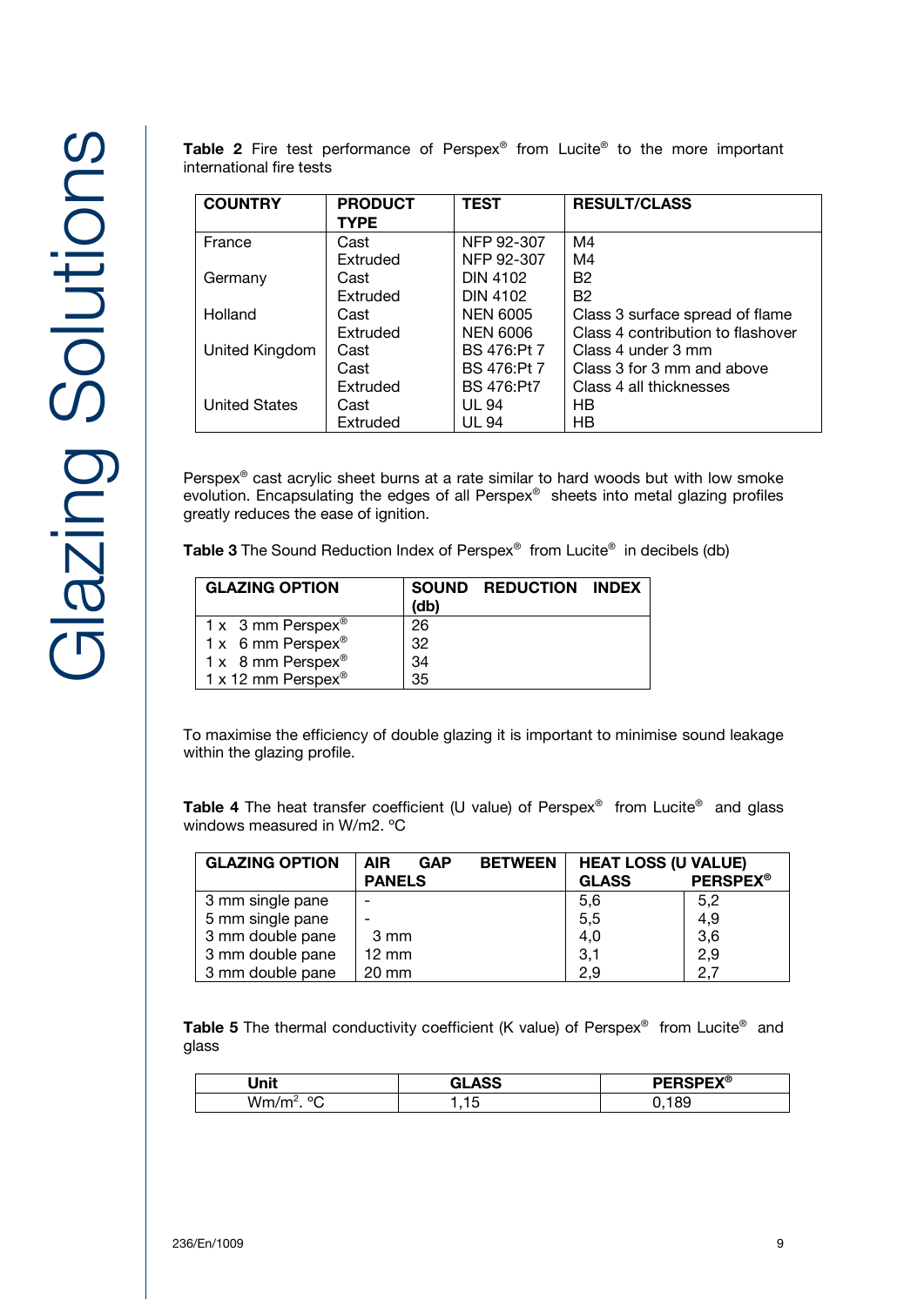**Table 2** Fire test performance of Perspex® from Lucite® to the more important international fire tests

| COUNTRY | PRODUCT TYPE | TEST | RESULT/CLASS |
|---|---|---|---|
| France | Cast | NFP 92-307 | M4 |
| | Extruded | NFP 92-307 | M4 |
| Germany | Cast | DIN 4102 | B2 |
| | Extruded | DIN 4102 | B2 |
| Holland | Cast | NEN 6005 | Class 3 surface spread of flame |
| | Extruded | NEN 6006 | Class 4 contribution to flashover |
| United Kingdom | Cast | BS 476:Pt 7 | Class 4 under 3 mm |
| | Cast | BS 476:Pt 7 | Class 3 for 3 mm and above |
| | Extruded | BS 476:Pt7 | Class 4 all thicknesses |
| United States | Cast | UL 94 | HB |
| | Extruded | UL 94 | HB |

Perspex® cast acrylic sheet burns at a rate similar to hard woods but with low smoke evolution. Encapsulating the edges of all Perspex® sheets into metal glazing profiles greatly reduces the ease of ignition.

**Table 3** The Sound Reduction Index of Perspex® from Lucite® in decibels (db)

| GLAZING OPTION | SOUND REDUCTION INDEX (db) |
|---|---|
| 1 x 3 mm Perspex® | 26 |
| 1 x 6 mm Perspex® | 32 |
| 1 x 8 mm Perspex® | 34 |
| 1 x 12 mm Perspex® | 35 |

To maximise the efficiency of double glazing it is important to minimise sound leakage within the glazing profile.

**Table 4** The heat transfer coefficient (U value) of Perspex® from Lucite® and glass windows measured in W/m2. ºC

| GLAZING OPTION | AIR GAP BETWEEN PANELS | HEAT LOSS (U VALUE) GLASS | PERSPEX® |
|---|---|---|---|
| 3 mm single pane | - | 5,6 | 5,2 |
| 5 mm single pane | - | 5,5 | 4,9 |
| 3 mm double pane | 3 mm | 4,0 | 3,6 |
| 3 mm double pane | 12 mm | 3,1 | 2,9 |
| 3 mm double pane | 20 mm | 2,9 | 2,7 |

**Table 5** The thermal conductivity coefficient (K value) of Perspex® from Lucite® and glass

| Unit | GLASS | PERSPEX® |
|---|---|---|
| Wm/m$^2$. ºC | 1,15 | 0,189 |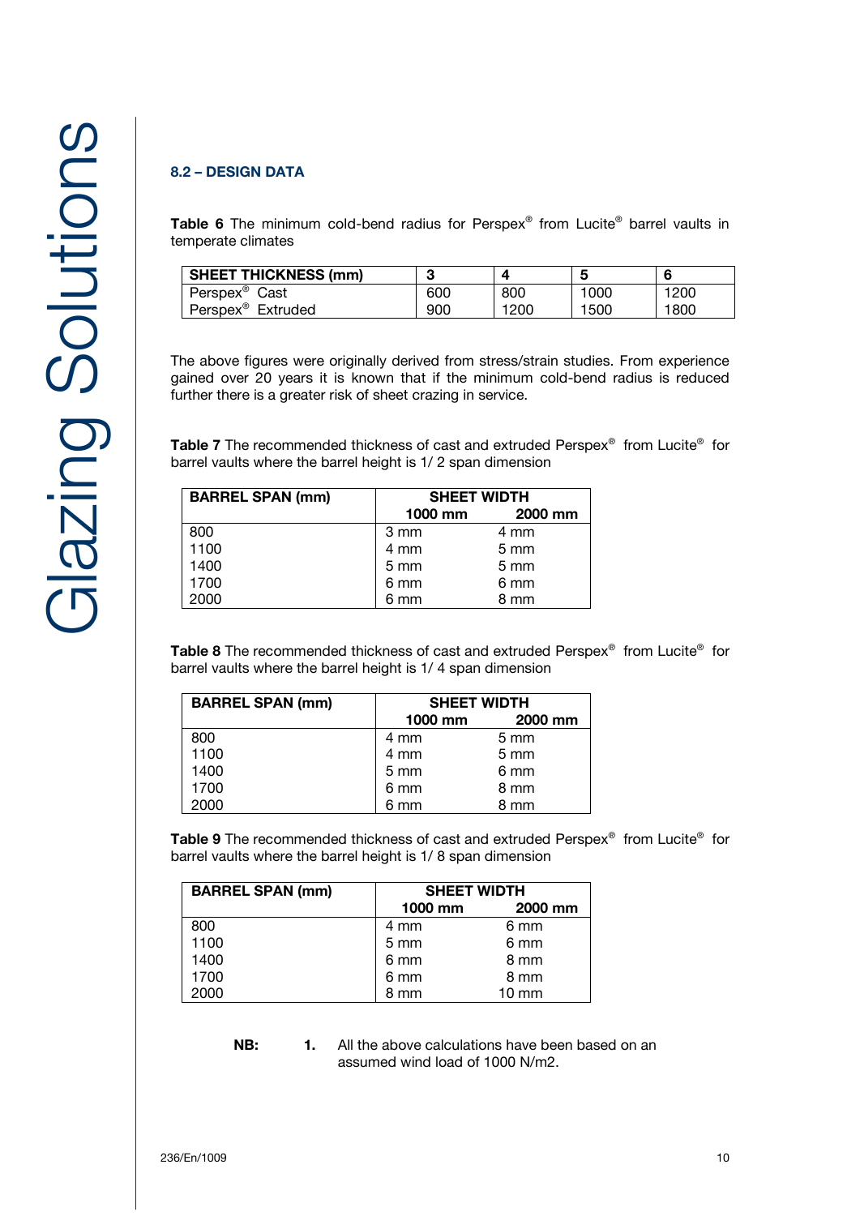## 8.2 – DESIGN DATA

**Table 6** The minimum cold-bend radius for Perspex® from Lucite® barrel vaults in temperate climates

| SHEET THICKNESS (mm) | 3 | 4 | 5 | 6 |
|---|---|---|---|---|
| Perspex® Cast | 600 | 800 | 1000 | 1200 |
| Perspex® Extruded | 900 | 1200 | 1500 | 1800 |

The above figures were originally derived from stress/strain studies. From experience gained over 20 years it is known that if the minimum cold-bend radius is reduced further there is a greater risk of sheet crazing in service.

**Table 7** The recommended thickness of cast and extruded Perspex® from Lucite® for barrel vaults where the barrel height is 1/ 2 span dimension

| BARREL SPAN (mm) | SHEET WIDTH | |
|---|---|---|
| | 1000 mm | 2000 mm |
| 800 | 3 mm | 4 mm |
| 1100 | 4 mm | 5 mm |
| 1400 | 5 mm | 5 mm |
| 1700 | 6 mm | 6 mm |
| 2000 | 6 mm | 8 mm |

**Table 8** The recommended thickness of cast and extruded Perspex® from Lucite® for barrel vaults where the barrel height is 1/ 4 span dimension

| BARREL SPAN (mm) | SHEET WIDTH | |
|---|---|---|
| | 1000 mm | 2000 mm |
| 800 | 4 mm | 5 mm |
| 1100 | 4 mm | 5 mm |
| 1400 | 5 mm | 6 mm |
| 1700 | 6 mm | 8 mm |
| 2000 | 6 mm | 8 mm |

**Table 9** The recommended thickness of cast and extruded Perspex® from Lucite® for barrel vaults where the barrel height is 1/ 8 span dimension

| BARREL SPAN (mm) | SHEET WIDTH | |
|---|---|---|
| | 1000 mm | 2000 mm |
| 800 | 4 mm | 6 mm |
| 1100 | 5 mm | 6 mm |
| 1400 | 6 mm | 8 mm |
| 1700 | 6 mm | 8 mm |
| 2000 | 8 mm | 10 mm |

**NB:** **1.** All the above calculations have been based on an assumed wind load of 1000 N/m2.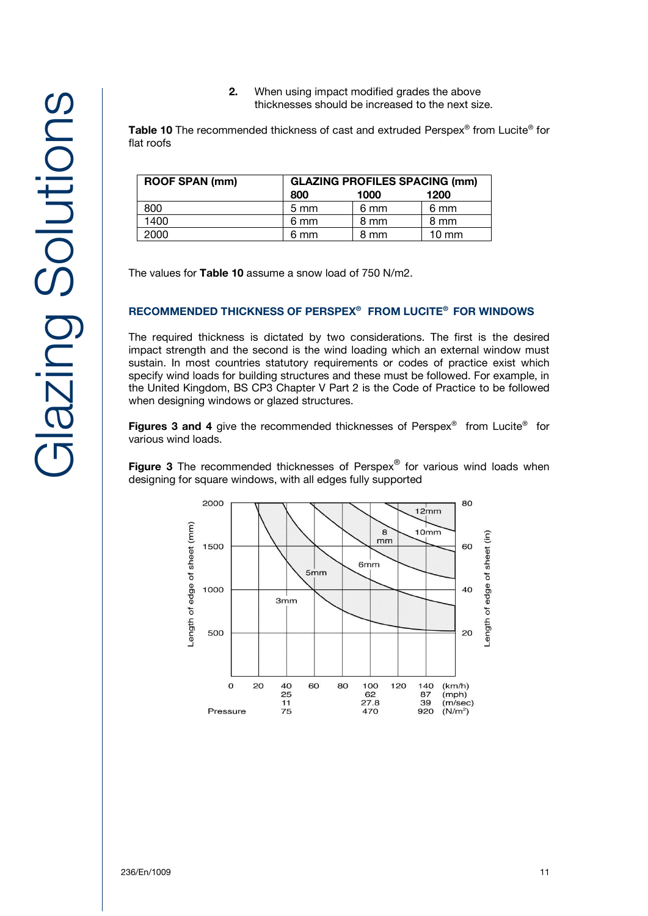2. When using impact modified grades the above thicknesses should be increased to the next size.

**Table 10** The recommended thickness of cast and extruded Perspex® from Lucite® for flat roofs

| ROOF SPAN (mm) | GLAZING PROFILES SPACING (mm) | | |
|---|---|---|---|
| | 800 | 1000 | 1200 |
| 800 | 5 mm | 6 mm | 6 mm |
| 1400 | 6 mm | 8 mm | 8 mm |
| 2000 | 6 mm | 8 mm | 10 mm |

The values for **Table 10** assume a snow load of 750 N/m2.

## RECOMMENDED THICKNESS OF PERSPEX® FROM LUCITE® FOR WINDOWS

The required thickness is dictated by two considerations. The first is the desired impact strength and the second is the wind loading which an external window must sustain. In most countries statutory requirements or codes of practice exist which specify wind loads for building structures and these must be followed. For example, in the United Kingdom, BS CP3 Chapter V Part 2 is the Code of Practice to be followed when designing windows or glazed structures.

**Figures 3 and 4** give the recommended thicknesses of Perspex® from Lucite® for various wind loads.

**Figure 3** The recommended thicknesses of Perspex® for various wind loads when designing for square windows, with all edges fully supported

Length of edge of sheet (mm): 2000, 1500, 1000, 500

Length of edge of sheet (in): 80, 60, 40, 20

Curves: 3mm, 5mm, 6mm, 8 mm, 10mm, 12mm

| Pressure | 0 | 20 | 40 | 60 | 80 | 100 | 120 | 140 | (km/h) |
|---|---|---|---|---|---|---|---|---|---|
| | | | 25 | | | 62 | | 87 | (mph) |
| | | | 11 | | | 27.8 | | 39 | (m/sec) |
| | | | 75 | | | 470 | | 920 | ($N/m^2$) |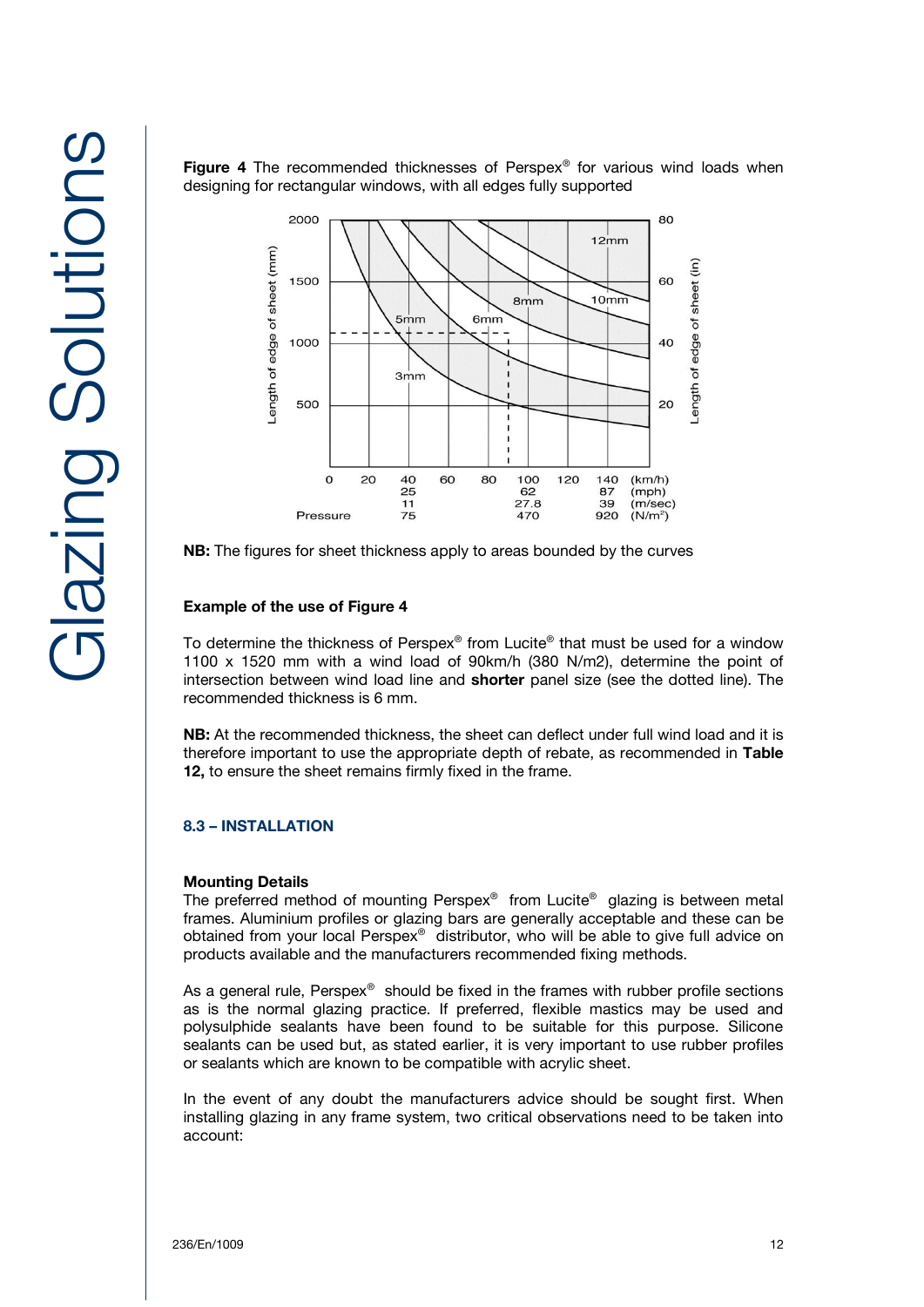**Figure 4** The recommended thicknesses of Perspex® for various wind loads when designing for rectangular windows, with all edges fully supported

**NB:** The figures for sheet thickness apply to areas bounded by the curves

**Example of the use of Figure 4**

To determine the thickness of Perspex® from Lucite® that must be used for a window 1100 x 1520 mm with a wind load of 90km/h (380 N/m2), determine the point of intersection between wind load line and **shorter** panel size (see the dotted line). The recommended thickness is 6 mm.

**NB:** At the recommended thickness, the sheet can deflect under full wind load and it is therefore important to use the appropriate depth of rebate, as recommended in **Table 12,** to ensure the sheet remains firmly fixed in the frame.

## 8.3 – INSTALLATION

**Mounting Details**

The preferred method of mounting Perspex® from Lucite® glazing is between metal frames. Aluminium profiles or glazing bars are generally acceptable and these can be obtained from your local Perspex® distributor, who will be able to give full advice on products available and the manufacturers recommended fixing methods.

As a general rule, Perspex® should be fixed in the frames with rubber profile sections as is the normal glazing practice. If preferred, flexible mastics may be used and polysulphide sealants have been found to be suitable for this purpose. Silicone sealants can be used but, as stated earlier, it is very important to use rubber profiles or sealants which are known to be compatible with acrylic sheet.

In the event of any doubt the manufacturers advice should be sought first. When installing glazing in any frame system, two critical observations need to be taken into account: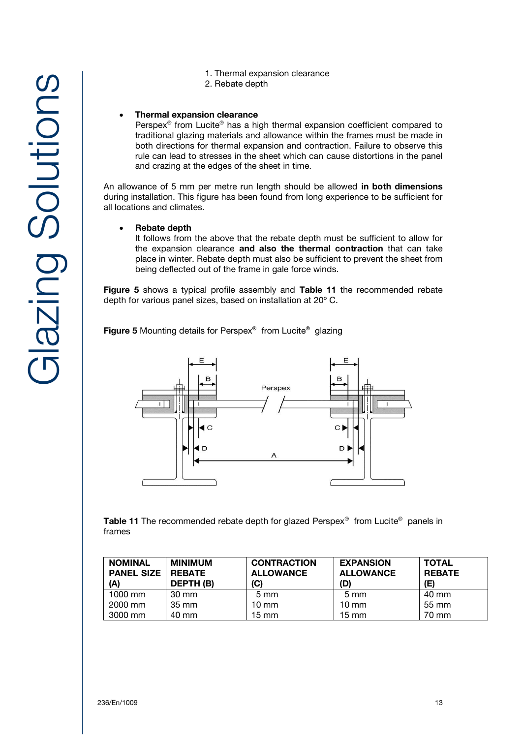1. Thermal expansion clearance
2. Rebate depth

- **Thermal expansion clearance**
  Perspex® from Lucite® has a high thermal expansion coefficient compared to traditional glazing materials and allowance within the frames must be made in both directions for thermal expansion and contraction. Failure to observe this rule can lead to stresses in the sheet which can cause distortions in the panel and crazing at the edges of the sheet in time.

An allowance of 5 mm per metre run length should be allowed **in both dimensions** during installation. This figure has been found from long experience to be sufficient for all locations and climates.

- **Rebate depth**
  It follows from the above that the rebate depth must be sufficient to allow for the expansion clearance **and also the thermal contraction** that can take place in winter. Rebate depth must also be sufficient to prevent the sheet from being deflected out of the frame in gale force winds.

**Figure 5** shows a typical profile assembly and **Table 11** the recommended rebate depth for various panel sizes, based on installation at 20º C.

**Figure 5** Mounting details for Perspex® from Lucite® glazing

**Table 11** The recommended rebate depth for glazed Perspex® from Lucite® panels in frames

| NOMINAL PANEL SIZE (A) | MINIMUM REBATE DEPTH (B) | CONTRACTION ALLOWANCE (C) | EXPANSION ALLOWANCE (D) | TOTAL REBATE (E) |
|---|---|---|---|---|
| 1000 mm | 30 mm | 5 mm | 5 mm | 40 mm |
| 2000 mm | 35 mm | 10 mm | 10 mm | 55 mm |
| 3000 mm | 40 mm | 15 mm | 15 mm | 70 mm |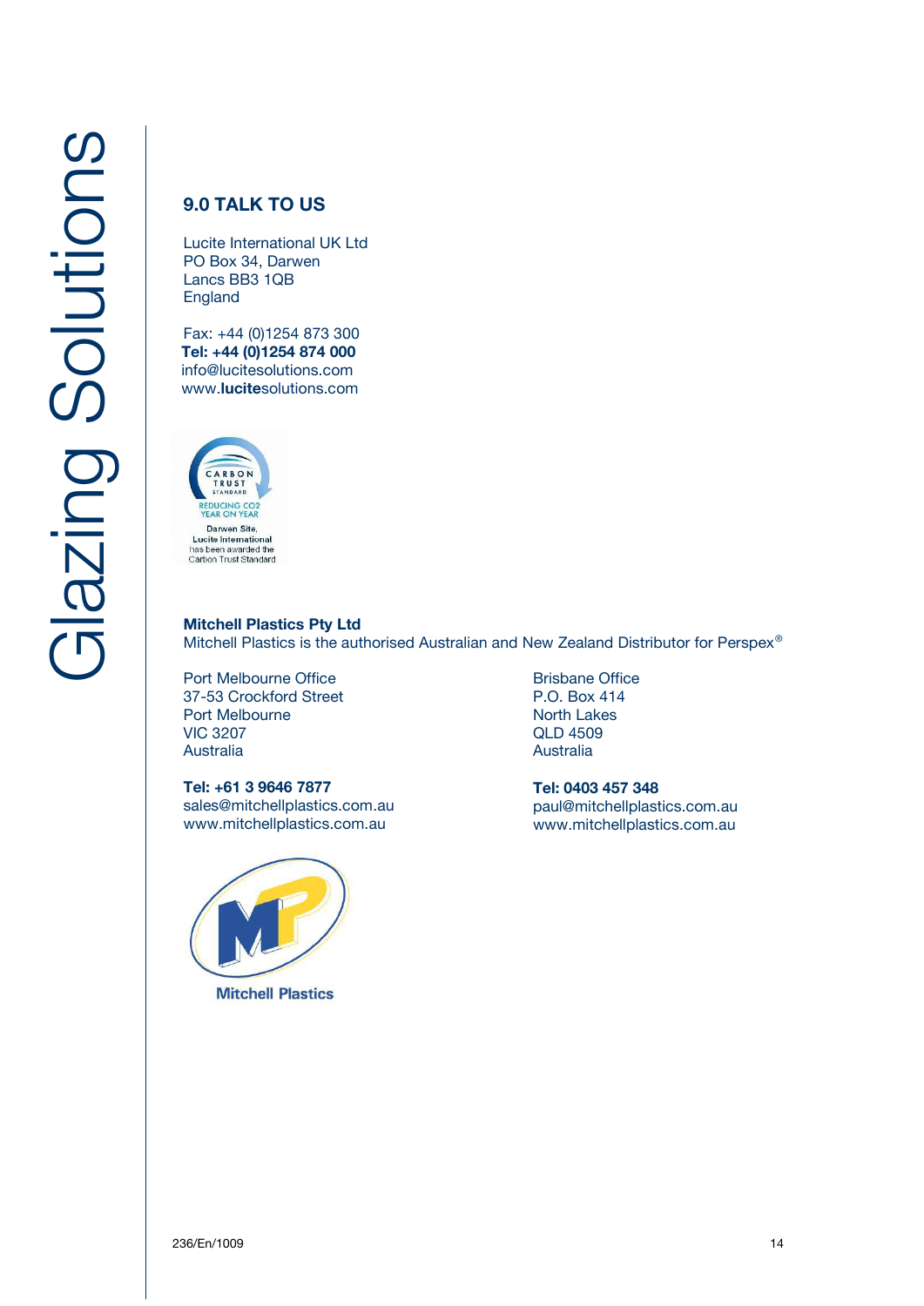Glazing Solutions

## 9.0 TALK TO US

Lucite International UK Ltd
PO Box 34, Darwen
Lancs BB3 1QB
England

Fax: +44 (0)1254 873 300
**Tel: +44 (0)1254 874 000**
info@lucitesolutions.com
www.**lucite**solutions.com

CARBON TRUST STANDARD
REDUCING CO2 YEAR ON YEAR
Darwen Site, Lucite International has been awarded the Carbon Trust Standard

**Mitchell Plastics Pty Ltd**
Mitchell Plastics is the authorised Australian and New Zealand Distributor for Perspex®

Port Melbourne Office
37-53 Crockford Street
Port Melbourne
VIC 3207
Australia

**Tel: +61 3 9646 7877**
sales@mitchellplastics.com.au
www.mitchellplastics.com.au

Brisbane Office
P.O. Box 414
North Lakes
QLD 4509
Australia

**Tel: 0403 457 348**
paul@mitchellplastics.com.au
www.mitchellplastics.com.au

Mitchell Plastics

236/En/1009